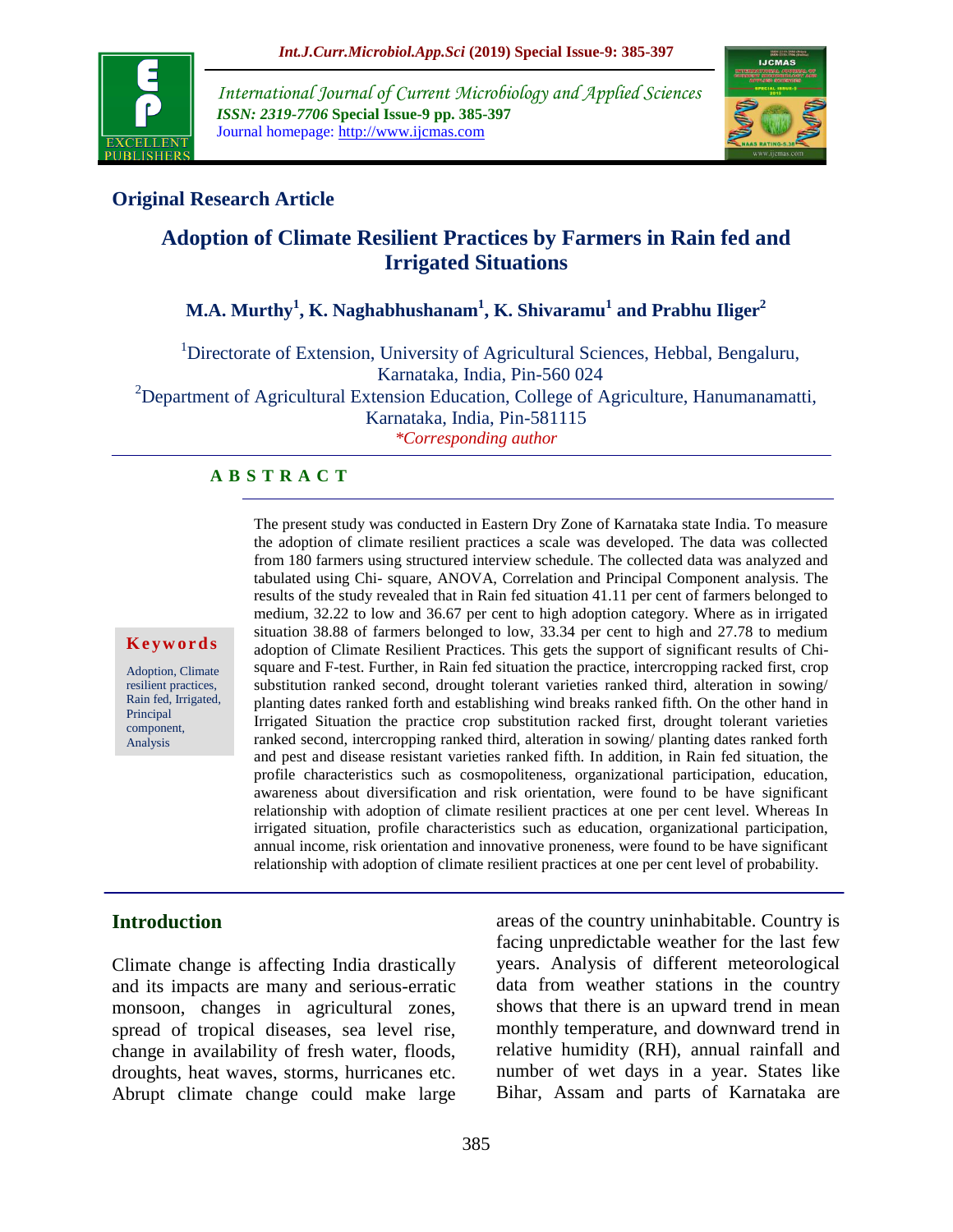International Journal of Current Microbiology and Applied Sciences
*ISSN: 2319-7706* **Special Issue-9 pp. 385-397**
Journal homepage: http://www.ijcmas.com

## Original Research Article

# Adoption of Climate Resilient Practices by Farmers in Rain fed and Irrigated Situations

**M.A. Murthy[1], K. Naghabhushanam[1], K. Shivaramu[1] and Prabhu Iliger[2]**

[1]Directorate of Extension, University of Agricultural Sciences, Hebbal, Bengaluru, Karnataka, India, Pin-560 024
[2]Department of Agricultural Extension Education, College of Agriculture, Hanumanamatti, Karnataka, India, Pin-581115
*\*Corresponding author*

**A B S T R A C T**

**Keywords**

Adoption, Climate resilient practices, Rain fed, Irrigated, Principal component, Analysis

The present study was conducted in Eastern Dry Zone of Karnataka state India. To measure the adoption of climate resilient practices a scale was developed. The data was collected from 180 farmers using structured interview schedule. The collected data was analyzed and tabulated using Chi- square, ANOVA, Correlation and Principal Component analysis. The results of the study revealed that in Rain fed situation 41.11 per cent of farmers belonged to medium, 32.22 to low and 36.67 per cent to high adoption category. Where as in irrigated situation 38.88 of farmers belonged to low, 33.34 per cent to high and 27.78 to medium adoption of Climate Resilient Practices. This gets the support of significant results of Chi-square and F-test. Further, in Rain fed situation the practice, intercropping racked first, crop substitution ranked second, drought tolerant varieties ranked third, alteration in sowing/ planting dates ranked forth and establishing wind breaks ranked fifth. On the other hand in Irrigated Situation the practice crop substitution racked first, drought tolerant varieties ranked second, intercropping ranked third, alteration in sowing/ planting dates ranked forth and pest and disease resistant varieties ranked fifth. In addition, in Rain fed situation, the profile characteristics such as cosmopoliteness, organizational participation, education, awareness about diversification and risk orientation, were found to be have significant relationship with adoption of climate resilient practices at one per cent level. Whereas In irrigated situation, profile characteristics such as education, organizational participation, annual income, risk orientation and innovative proneness, were found to be have significant relationship with adoption of climate resilient practices at one per cent level of probability.

## Introduction

Climate change is affecting India drastically and its impacts are many and serious-erratic monsoon, changes in agricultural zones, spread of tropical diseases, sea level rise, change in availability of fresh water, floods, droughts, heat waves, storms, hurricanes etc. Abrupt climate change could make large areas of the country uninhabitable. Country is facing unpredictable weather for the last few years. Analysis of different meteorological data from weather stations in the country shows that there is an upward trend in mean monthly temperature, and downward trend in relative humidity (RH), annual rainfall and number of wet days in a year. States like Bihar, Assam and parts of Karnataka are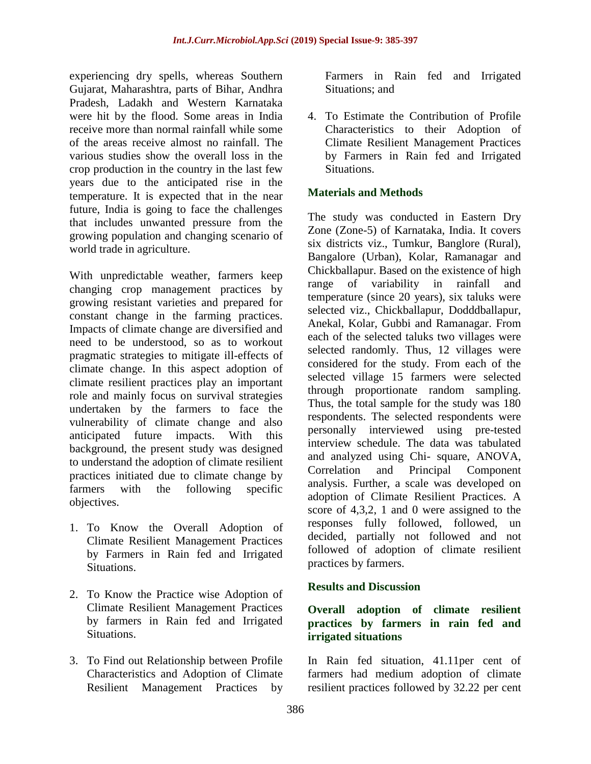experiencing dry spells, whereas Southern Gujarat, Maharashtra, parts of Bihar, Andhra Pradesh, Ladakh and Western Karnataka were hit by the flood. Some areas in India receive more than normal rainfall while some of the areas receive almost no rainfall. The various studies show the overall loss in the crop production in the country in the last few years due to the anticipated rise in the temperature. It is expected that in the near future, India is going to face the challenges that includes unwanted pressure from the growing population and changing scenario of world trade in agriculture.

With unpredictable weather, farmers keep changing crop management practices by growing resistant varieties and prepared for constant change in the farming practices. Impacts of climate change are diversified and need to be understood, so as to workout pragmatic strategies to mitigate ill-effects of climate change. In this aspect adoption of climate resilient practices play an important role and mainly focus on survival strategies undertaken by the farmers to face the vulnerability of climate change and also anticipated future impacts. With this background, the present study was designed to understand the adoption of climate resilient practices initiated due to climate change by farmers with the following specific objectives.

1. To Know the Overall Adoption of Climate Resilient Management Practices by Farmers in Rain fed and Irrigated Situations.

2. To Know the Practice wise Adoption of Climate Resilient Management Practices by farmers in Rain fed and Irrigated Situations.

3. To Find out Relationship between Profile Characteristics and Adoption of Climate Resilient Management Practices by Farmers in Rain fed and Irrigated Situations; and

4. To Estimate the Contribution of Profile Characteristics to their Adoption of Climate Resilient Management Practices by Farmers in Rain fed and Irrigated Situations.

## Materials and Methods

The study was conducted in Eastern Dry Zone (Zone-5) of Karnataka, India. It covers six districts viz., Tumkur, Banglore (Rural), Bangalore (Urban), Kolar, Ramanagar and Chickballapur. Based on the existence of high range of variability in rainfall and temperature (since 20 years), six taluks were selected viz., Chickballapur, Dodddballapur, Anekal, Kolar, Gubbi and Ramanagar. From each of the selected taluks two villages were selected randomly. Thus, 12 villages were considered for the study. From each of the selected village 15 farmers were selected through proportionate random sampling. Thus, the total sample for the study was 180 respondents. The selected respondents were personally interviewed using pre-tested interview schedule. The data was tabulated and analyzed using Chi- square, ANOVA, Correlation and Principal Component analysis. Further, a scale was developed on adoption of Climate Resilient Practices. A score of 4,3,2, 1 and 0 were assigned to the responses fully followed, followed, un decided, partially not followed and not followed of adoption of climate resilient practices by farmers.

## Results and Discussion

### Overall adoption of climate resilient practices by farmers in rain fed and irrigated situations

In Rain fed situation, 41.11per cent of farmers had medium adoption of climate resilient practices followed by 32.22 per cent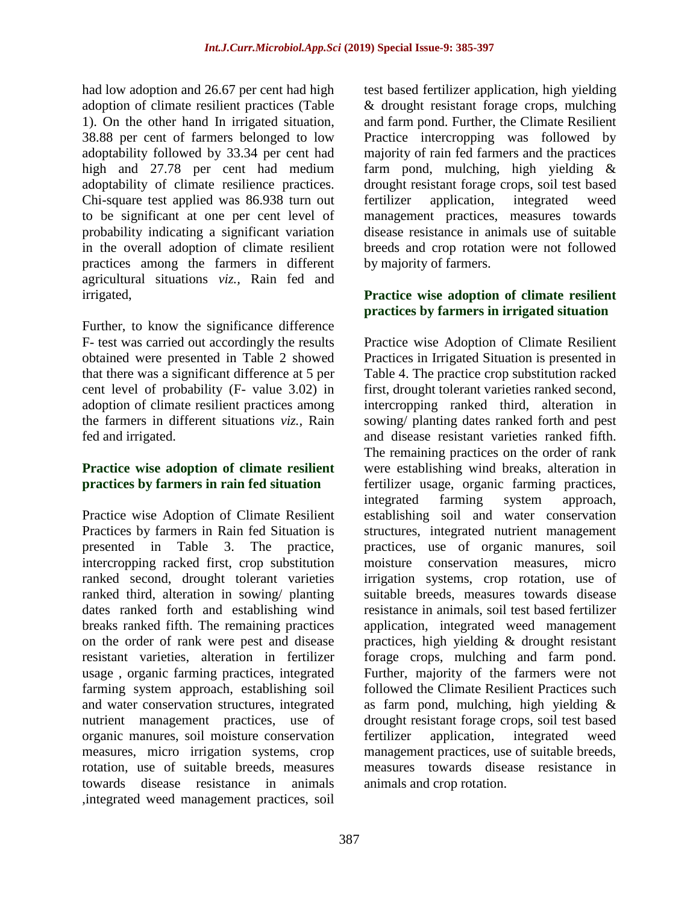had low adoption and 26.67 per cent had high adoption of climate resilient practices (Table 1). On the other hand In irrigated situation, 38.88 per cent of farmers belonged to low adoptability followed by 33.34 per cent had high and 27.78 per cent had medium adoptability of climate resilience practices. Chi-square test applied was 86.938 turn out to be significant at one per cent level of probability indicating a significant variation in the overall adoption of climate resilient practices among the farmers in different agricultural situations *viz.,* Rain fed and irrigated,

Further, to know the significance difference F- test was carried out accordingly the results obtained were presented in Table 2 showed that there was a significant difference at 5 per cent level of probability (F- value 3.02) in adoption of climate resilient practices among the farmers in different situations *viz.,* Rain fed and irrigated.

### Practice wise adoption of climate resilient practices by farmers in rain fed situation

Practice wise Adoption of Climate Resilient Practices by farmers in Rain fed Situation is presented in Table 3. The practice, intercropping racked first, crop substitution ranked second, drought tolerant varieties ranked third, alteration in sowing/ planting dates ranked forth and establishing wind breaks ranked fifth. The remaining practices on the order of rank were pest and disease resistant varieties, alteration in fertilizer usage , organic farming practices, integrated farming system approach, establishing soil and water conservation structures, integrated nutrient management practices, use of organic manures, soil moisture conservation measures, micro irrigation systems, crop rotation, use of suitable breeds, measures towards disease resistance in animals ,integrated weed management practices, soil test based fertilizer application, high yielding & drought resistant forage crops, mulching and farm pond. Further, the Climate Resilient Practice intercropping was followed by majority of rain fed farmers and the practices farm pond, mulching, high yielding & drought resistant forage crops, soil test based fertilizer application, integrated weed management practices, measures towards disease resistance in animals use of suitable breeds and crop rotation were not followed by majority of farmers.

### Practice wise adoption of climate resilient practices by farmers in irrigated situation

Practice wise Adoption of Climate Resilient Practices in Irrigated Situation is presented in Table 4. The practice crop substitution racked first, drought tolerant varieties ranked second, intercropping ranked third, alteration in sowing/ planting dates ranked forth and pest and disease resistant varieties ranked fifth. The remaining practices on the order of rank were establishing wind breaks, alteration in fertilizer usage, organic farming practices, integrated farming system approach, establishing soil and water conservation structures, integrated nutrient management practices, use of organic manures, soil moisture conservation measures, micro irrigation systems, crop rotation, use of suitable breeds, measures towards disease resistance in animals, soil test based fertilizer application, integrated weed management practices, high yielding & drought resistant forage crops, mulching and farm pond. Further, majority of the farmers were not followed the Climate Resilient Practices such as farm pond, mulching, high yielding & drought resistant forage crops, soil test based fertilizer application, integrated weed management practices, use of suitable breeds, measures towards disease resistance in animals and crop rotation.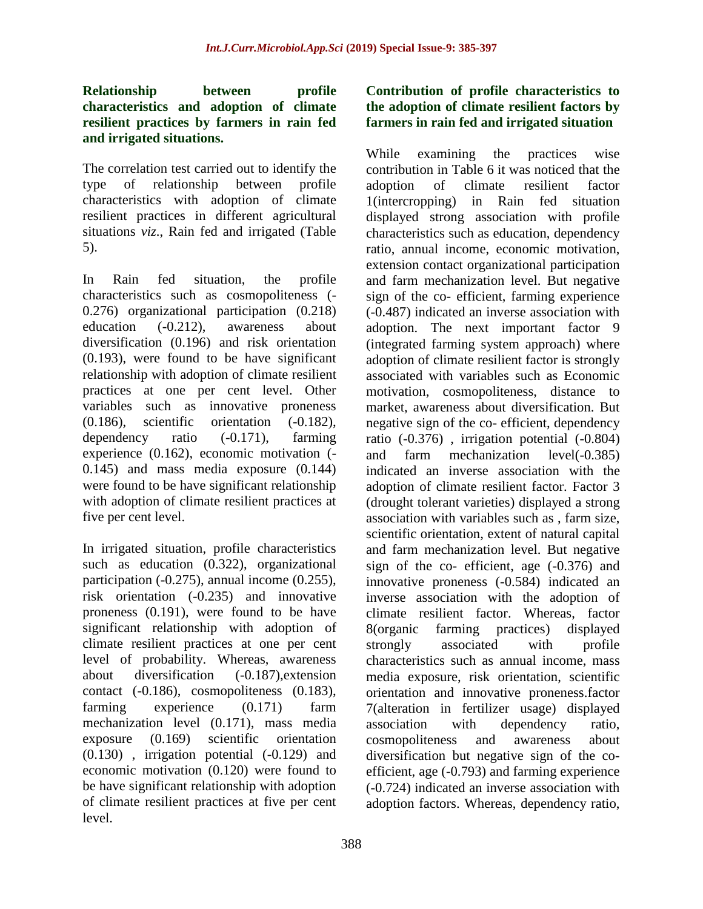### Relationship between profile characteristics and adoption of climate resilient practices by farmers in rain fed and irrigated situations.

The correlation test carried out to identify the type of relationship between profile characteristics with adoption of climate resilient practices in different agricultural situations *viz*., Rain fed and irrigated (Table 5).

In Rain fed situation, the profile characteristics such as cosmopoliteness (-0.276) organizational participation (0.218) education (-0.212), awareness about diversification (0.196) and risk orientation (0.193), were found to be have significant relationship with adoption of climate resilient practices at one per cent level. Other variables such as innovative proneness (0.186), scientific orientation (-0.182), dependency ratio (-0.171), farming experience (0.162), economic motivation (-0.145) and mass media exposure (0.144) were found to be have significant relationship with adoption of climate resilient practices at five per cent level.

In irrigated situation, profile characteristics such as education (0.322), organizational participation (-0.275), annual income (0.255), risk orientation (-0.235) and innovative proneness (0.191), were found to be have significant relationship with adoption of climate resilient practices at one per cent level of probability. Whereas, awareness about diversification (-0.187),extension contact (-0.186), cosmopoliteness (0.183), farming experience (0.171) farm mechanization level (0.171), mass media exposure (0.169) scientific orientation (0.130) , irrigation potential (-0.129) and economic motivation (0.120) were found to be have significant relationship with adoption of climate resilient practices at five per cent level.

### Contribution of profile characteristics to the adoption of climate resilient factors by farmers in rain fed and irrigated situation

While examining the practices wise contribution in Table 6 it was noticed that the adoption of climate resilient factor 1(intercropping) in Rain fed situation displayed strong association with profile characteristics such as education, dependency ratio, annual income, economic motivation, extension contact organizational participation and farm mechanization level. But negative sign of the co- efficient, farming experience (-0.487) indicated an inverse association with adoption. The next important factor 9 (integrated farming system approach) where adoption of climate resilient factor is strongly associated with variables such as Economic motivation, cosmopoliteness, distance to market, awareness about diversification. But negative sign of the co- efficient, dependency ratio (-0.376) , irrigation potential (-0.804) and farm mechanization level(-0.385) indicated an inverse association with the adoption of climate resilient factor. Factor 3 (drought tolerant varieties) displayed a strong association with variables such as , farm size, scientific orientation, extent of natural capital and farm mechanization level. But negative sign of the co- efficient, age (-0.376) and innovative proneness (-0.584) indicated an inverse association with the adoption of climate resilient factor. Whereas, factor 8(organic farming practices) displayed strongly associated with profile characteristics such as annual income, mass media exposure, risk orientation, scientific orientation and innovative proneness.factor 7(alteration in fertilizer usage) displayed association with dependency ratio, cosmopoliteness and awareness about diversification but negative sign of the co-efficient, age (-0.793) and farming experience (-0.724) indicated an inverse association with adoption factors. Whereas, dependency ratio,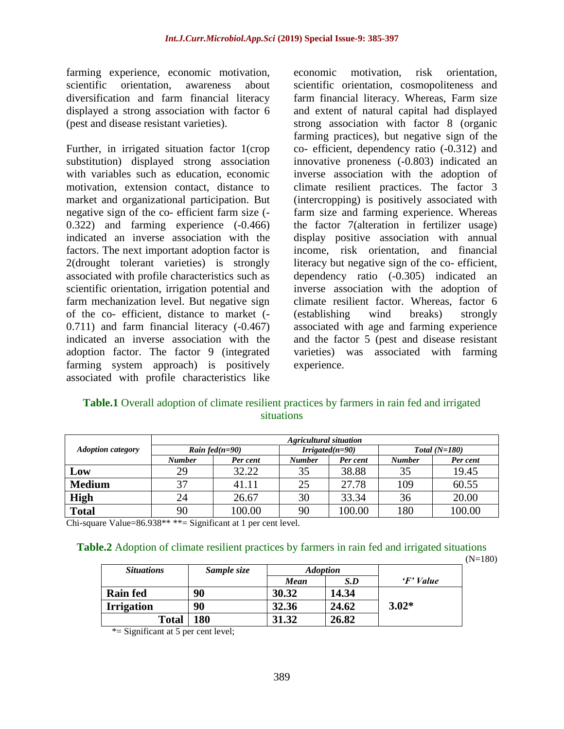farming experience, economic motivation, scientific orientation, awareness about diversification and farm financial literacy displayed a strong association with factor 6 (pest and disease resistant varieties).

Further, in irrigated situation factor 1(crop substitution) displayed strong association with variables such as education, economic motivation, extension contact, distance to market and organizational participation. But negative sign of the co- efficient farm size (-0.322) and farming experience (-0.466) indicated an inverse association with the factors. The next important adoption factor is 2(drought tolerant varieties) is strongly associated with profile characteristics such as scientific orientation, irrigation potential and farm mechanization level. But negative sign of the co- efficient, distance to market (-0.711) and farm financial literacy (-0.467) indicated an inverse association with the adoption factor. The factor 9 (integrated farming system approach) is positively associated with profile characteristics like economic motivation, risk orientation, scientific orientation, cosmopoliteness and farm financial literacy. Whereas, Farm size and extent of natural capital had displayed strong association with factor 8 (organic farming practices), but negative sign of the co- efficient, dependency ratio (-0.312) and innovative proneness (-0.803) indicated an inverse association with the adoption of climate resilient practices. The factor 3 (intercropping) is positively associated with farm size and farming experience. Whereas the factor 7(alteration in fertilizer usage) display positive association with annual income, risk orientation, and financial literacy but negative sign of the co- efficient, dependency ratio (-0.305) indicated an inverse association with the adoption of climate resilient factor. Whereas, factor 6 (establishing wind breaks) strongly associated with age and farming experience and the factor 5 (pest and disease resistant varieties) was associated with farming experience.

**Table.1** Overall adoption of climate resilient practices by farmers in rain fed and irrigated situations

| *Adoption category* | *Agricultural situation* | | | | | |
|---|---|---|---|---|---|---|
| | *Rain fed(n=90)* | | *Irrigated(n=90)* | | *Total (N=180)* | |
| | *Number* | *Per cent* | *Number* | *Per cent* | *Number* | *Per cent* |
| **Low** | 29 | 32.22 | 35 | 38.88 | 35 | 19.45 |
| **Medium** | 37 | 41.11 | 25 | 27.78 | 109 | 60.55 |
| **High** | 24 | 26.67 | 30 | 33.34 | 36 | 20.00 |
| **Total** | 90 | 100.00 | 90 | 100.00 | 180 | 100.00 |

Chi-square Value=86.938** **= Significant at 1 per cent level.

**Table.2** Adoption of climate resilient practices by farmers in rain fed and irrigated situations

(N=180)

| *Situations* | *Sample size* | *Adoption* | | *'F' Value* |
|---|---|---|---|---|
| | | *Mean* | *S.D* | |
| **Rain fed** | **90** | **30.32** | **14.34** | **3.02*** |
| **Irrigation** | **90** | **32.36** | **24.62** | |
| **Total** | **180** | **31.32** | **26.82** | |

*= Significant at 5 per cent level;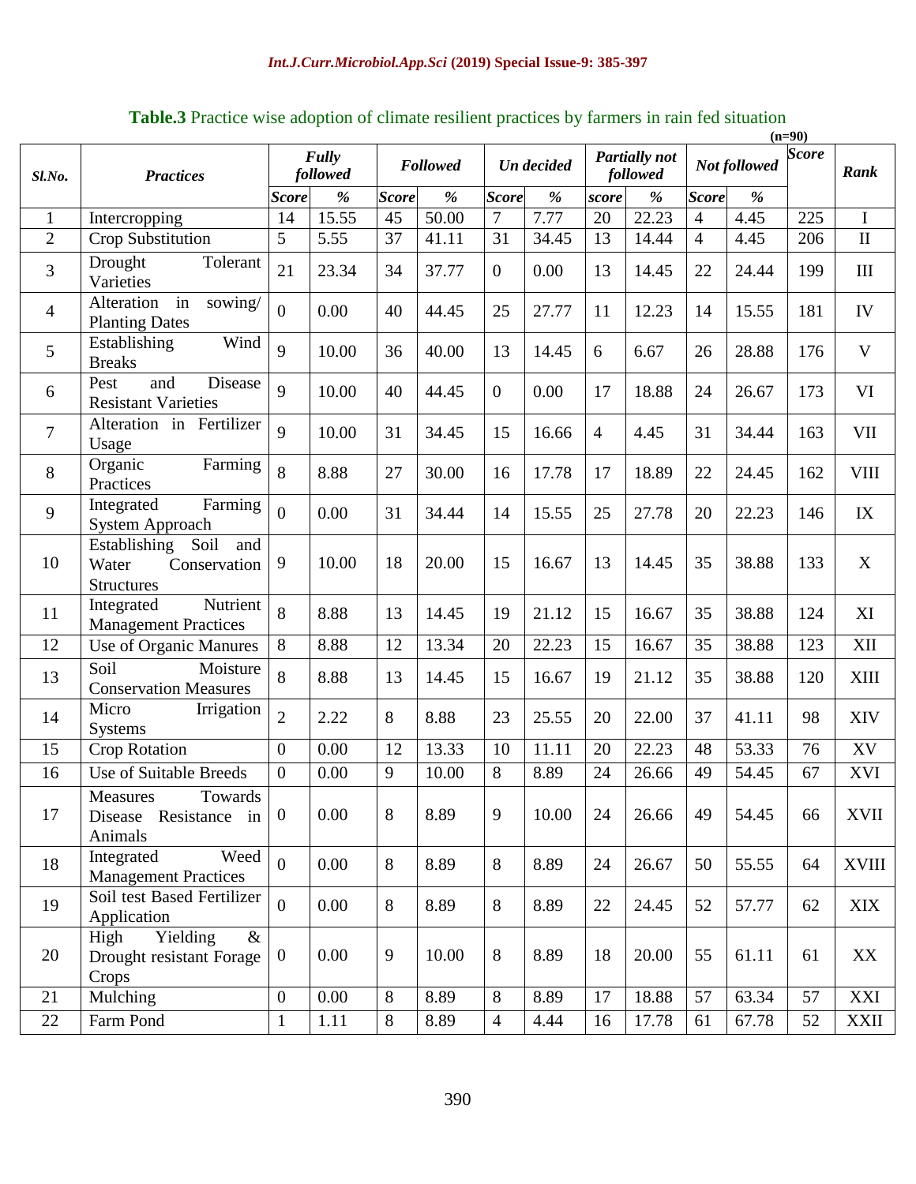**Table.3** Practice wise adoption of climate resilient practices by farmers in rain fed situation

(n=90)

| Sl.No. | Practices | Fully followed | | Followed | | Un decided | | Partially not followed | | Not followed | | Score | Rank |
|---|---|---|---|---|---|---|---|---|---|---|---|---|---|
| | | Score | % | Score | % | Score | % | score | % | Score | % | | |
| 1 | Intercropping | 14 | 15.55 | 45 | 50.00 | 7 | 7.77 | 20 | 22.23 | 4 | 4.45 | 225 | I |
| 2 | Crop Substitution | 5 | 5.55 | 37 | 41.11 | 31 | 34.45 | 13 | 14.44 | 4 | 4.45 | 206 | II |
| 3 | Drought Tolerant Varieties | 21 | 23.34 | 34 | 37.77 | 0 | 0.00 | 13 | 14.45 | 22 | 24.44 | 199 | III |
| 4 | Alteration in sowing/ Planting Dates | 0 | 0.00 | 40 | 44.45 | 25 | 27.77 | 11 | 12.23 | 14 | 15.55 | 181 | IV |
| 5 | Establishing Wind Breaks | 9 | 10.00 | 36 | 40.00 | 13 | 14.45 | 6 | 6.67 | 26 | 28.88 | 176 | V |
| 6 | Pest and Disease Resistant Varieties | 9 | 10.00 | 40 | 44.45 | 0 | 0.00 | 17 | 18.88 | 24 | 26.67 | 173 | VI |
| 7 | Alteration in Fertilizer Usage | 9 | 10.00 | 31 | 34.45 | 15 | 16.66 | 4 | 4.45 | 31 | 34.44 | 163 | VII |
| 8 | Organic Farming Practices | 8 | 8.88 | 27 | 30.00 | 16 | 17.78 | 17 | 18.89 | 22 | 24.45 | 162 | VIII |
| 9 | Integrated Farming System Approach | 0 | 0.00 | 31 | 34.44 | 14 | 15.55 | 25 | 27.78 | 20 | 22.23 | 146 | IX |
| 10 | Establishing Soil and Water Conservation Structures | 9 | 10.00 | 18 | 20.00 | 15 | 16.67 | 13 | 14.45 | 35 | 38.88 | 133 | X |
| 11 | Integrated Nutrient Management Practices | 8 | 8.88 | 13 | 14.45 | 19 | 21.12 | 15 | 16.67 | 35 | 38.88 | 124 | XI |
| 12 | Use of Organic Manures | 8 | 8.88 | 12 | 13.34 | 20 | 22.23 | 15 | 16.67 | 35 | 38.88 | 123 | XII |
| 13 | Soil Moisture Conservation Measures | 8 | 8.88 | 13 | 14.45 | 15 | 16.67 | 19 | 21.12 | 35 | 38.88 | 120 | XIII |
| 14 | Micro Irrigation Systems | 2 | 2.22 | 8 | 8.88 | 23 | 25.55 | 20 | 22.00 | 37 | 41.11 | 98 | XIV |
| 15 | Crop Rotation | 0 | 0.00 | 12 | 13.33 | 10 | 11.11 | 20 | 22.23 | 48 | 53.33 | 76 | XV |
| 16 | Use of Suitable Breeds | 0 | 0.00 | 9 | 10.00 | 8 | 8.89 | 24 | 26.66 | 49 | 54.45 | 67 | XVI |
| 17 | Measures Towards Disease Resistance in Animals | 0 | 0.00 | 8 | 8.89 | 9 | 10.00 | 24 | 26.66 | 49 | 54.45 | 66 | XVII |
| 18 | Integrated Weed Management Practices | 0 | 0.00 | 8 | 8.89 | 8 | 8.89 | 24 | 26.67 | 50 | 55.55 | 64 | XVIII |
| 19 | Soil test Based Fertilizer Application | 0 | 0.00 | 8 | 8.89 | 8 | 8.89 | 22 | 24.45 | 52 | 57.77 | 62 | XIX |
| 20 | High Yielding & Drought resistant Forage Crops | 0 | 0.00 | 9 | 10.00 | 8 | 8.89 | 18 | 20.00 | 55 | 61.11 | 61 | XX |
| 21 | Mulching | 0 | 0.00 | 8 | 8.89 | 8 | 8.89 | 17 | 18.88 | 57 | 63.34 | 57 | XXI |
| 22 | Farm Pond | 1 | 1.11 | 8 | 8.89 | 4 | 4.44 | 16 | 17.78 | 61 | 67.78 | 52 | XXII |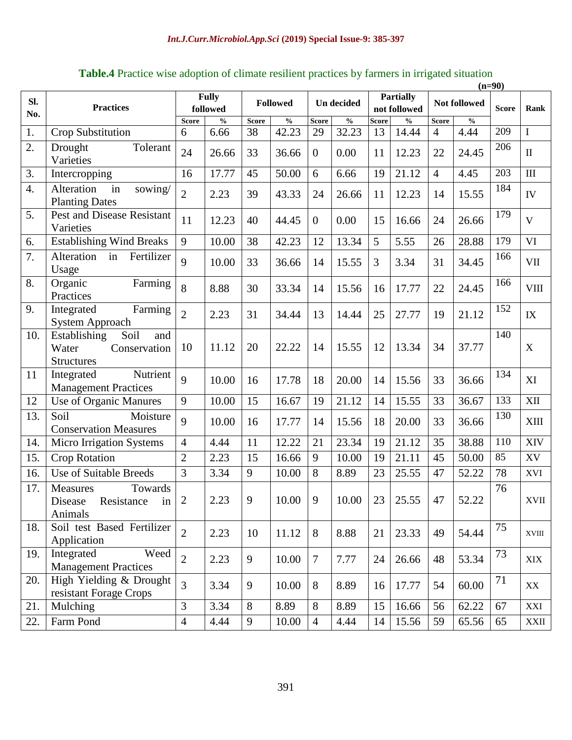**Table.4** Practice wise adoption of climate resilient practices by farmers in irrigated situation

(n=90)

| Sl. No. | Practices | Fully followed | | Followed | | Un decided | | Partially not followed | | Not followed | | Score | Rank |
|---|---|---|---|---|---|---|---|---|---|---|---|---|---|
| | | Score | % | Score | % | Score | % | Score | % | Score | % | | |
| 1. | Crop Substitution | 6 | 6.66 | 38 | 42.23 | 29 | 32.23 | 13 | 14.44 | 4 | 4.44 | 209 | I |
| 2. | Drought Tolerant Varieties | 24 | 26.66 | 33 | 36.66 | 0 | 0.00 | 11 | 12.23 | 22 | 24.45 | 206 | II |
| 3. | Intercropping | 16 | 17.77 | 45 | 50.00 | 6 | 6.66 | 19 | 21.12 | 4 | 4.45 | 203 | III |
| 4. | Alteration in sowing/ Planting Dates | 2 | 2.23 | 39 | 43.33 | 24 | 26.66 | 11 | 12.23 | 14 | 15.55 | 184 | IV |
| 5. | Pest and Disease Resistant Varieties | 11 | 12.23 | 40 | 44.45 | 0 | 0.00 | 15 | 16.66 | 24 | 26.66 | 179 | V |
| 6. | Establishing Wind Breaks | 9 | 10.00 | 38 | 42.23 | 12 | 13.34 | 5 | 5.55 | 26 | 28.88 | 179 | VI |
| 7. | Alteration in Fertilizer Usage | 9 | 10.00 | 33 | 36.66 | 14 | 15.55 | 3 | 3.34 | 31 | 34.45 | 166 | VII |
| 8. | Organic Farming Practices | 8 | 8.88 | 30 | 33.34 | 14 | 15.56 | 16 | 17.77 | 22 | 24.45 | 166 | VIII |
| 9. | Integrated Farming System Approach | 2 | 2.23 | 31 | 34.44 | 13 | 14.44 | 25 | 27.77 | 19 | 21.12 | 152 | IX |
| 10. | Establishing Soil and Water Conservation Structures | 10 | 11.12 | 20 | 22.22 | 14 | 15.55 | 12 | 13.34 | 34 | 37.77 | 140 | X |
| 11 | Integrated Nutrient Management Practices | 9 | 10.00 | 16 | 17.78 | 18 | 20.00 | 14 | 15.56 | 33 | 36.66 | 134 | XI |
| 12 | Use of Organic Manures | 9 | 10.00 | 15 | 16.67 | 19 | 21.12 | 14 | 15.55 | 33 | 36.67 | 133 | XII |
| 13. | Soil Moisture Conservation Measures | 9 | 10.00 | 16 | 17.77 | 14 | 15.56 | 18 | 20.00 | 33 | 36.66 | 130 | XIII |
| 14. | Micro Irrigation Systems | 4 | 4.44 | 11 | 12.22 | 21 | 23.34 | 19 | 21.12 | 35 | 38.88 | 110 | XIV |
| 15. | Crop Rotation | 2 | 2.23 | 15 | 16.66 | 9 | 10.00 | 19 | 21.11 | 45 | 50.00 | 85 | XV |
| 16. | Use of Suitable Breeds | 3 | 3.34 | 9 | 10.00 | 8 | 8.89 | 23 | 25.55 | 47 | 52.22 | 78 | XVI |
| 17. | Measures Towards Disease Resistance in Animals | 2 | 2.23 | 9 | 10.00 | 9 | 10.00 | 23 | 25.55 | 47 | 52.22 | 76 | XVII |
| 18. | Soil test Based Fertilizer Application | 2 | 2.23 | 10 | 11.12 | 8 | 8.88 | 21 | 23.33 | 49 | 54.44 | 75 | XVIII |
| 19. | Integrated Weed Management Practices | 2 | 2.23 | 9 | 10.00 | 7 | 7.77 | 24 | 26.66 | 48 | 53.34 | 73 | XIX |
| 20. | High Yielding & Drought resistant Forage Crops | 3 | 3.34 | 9 | 10.00 | 8 | 8.89 | 16 | 17.77 | 54 | 60.00 | 71 | XX |
| 21. | Mulching | 3 | 3.34 | 8 | 8.89 | 8 | 8.89 | 15 | 16.66 | 56 | 62.22 | 67 | XXI |
| 22. | Farm Pond | 4 | 4.44 | 9 | 10.00 | 4 | 4.44 | 14 | 15.56 | 59 | 65.56 | 65 | XXII |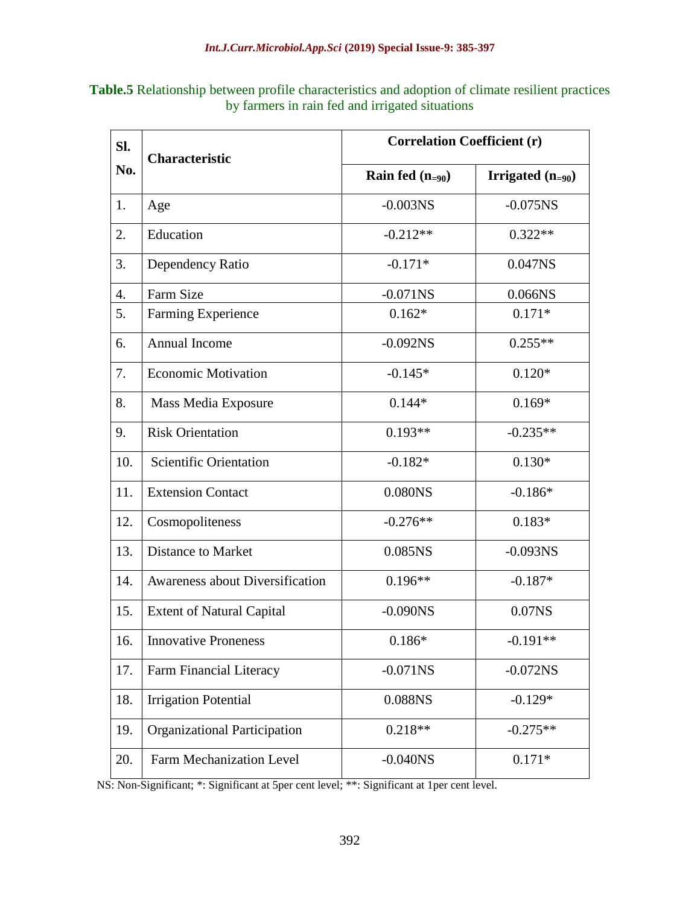**Table.5** Relationship between profile characteristics and adoption of climate resilient practices by farmers in rain fed and irrigated situations

| Sl. No. | Characteristic | Correlation Coefficient (r) | |
|---|---|---|---|
| | | Rain fed ($n_{=90}$) | Irrigated ($n_{=90}$) |
| 1. | Age | -0.003NS | -0.075NS |
| 2. | Education | -0.212** | 0.322** |
| 3. | Dependency Ratio | -0.171* | 0.047NS |
| 4. | Farm Size | -0.071NS | 0.066NS |
| 5. | Farming Experience | 0.162* | 0.171* |
| 6. | Annual Income | -0.092NS | 0.255** |
| 7. | Economic Motivation | -0.145* | 0.120* |
| 8. | Mass Media Exposure | 0.144* | 0.169* |
| 9. | Risk Orientation | 0.193** | -0.235** |
| 10. | Scientific Orientation | -0.182* | 0.130* |
| 11. | Extension Contact | 0.080NS | -0.186* |
| 12. | Cosmopoliteness | -0.276** | 0.183* |
| 13. | Distance to Market | 0.085NS | -0.093NS |
| 14. | Awareness about Diversification | 0.196** | -0.187* |
| 15. | Extent of Natural Capital | -0.090NS | 0.07NS |
| 16. | Innovative Proneness | 0.186* | -0.191** |
| 17. | Farm Financial Literacy | -0.071NS | -0.072NS |
| 18. | Irrigation Potential | 0.088NS | -0.129* |
| 19. | Organizational Participation | 0.218** | -0.275** |
| 20. | Farm Mechanization Level | -0.040NS | 0.171* |

NS: Non-Significant; *: Significant at 5per cent level; **: Significant at 1per cent level.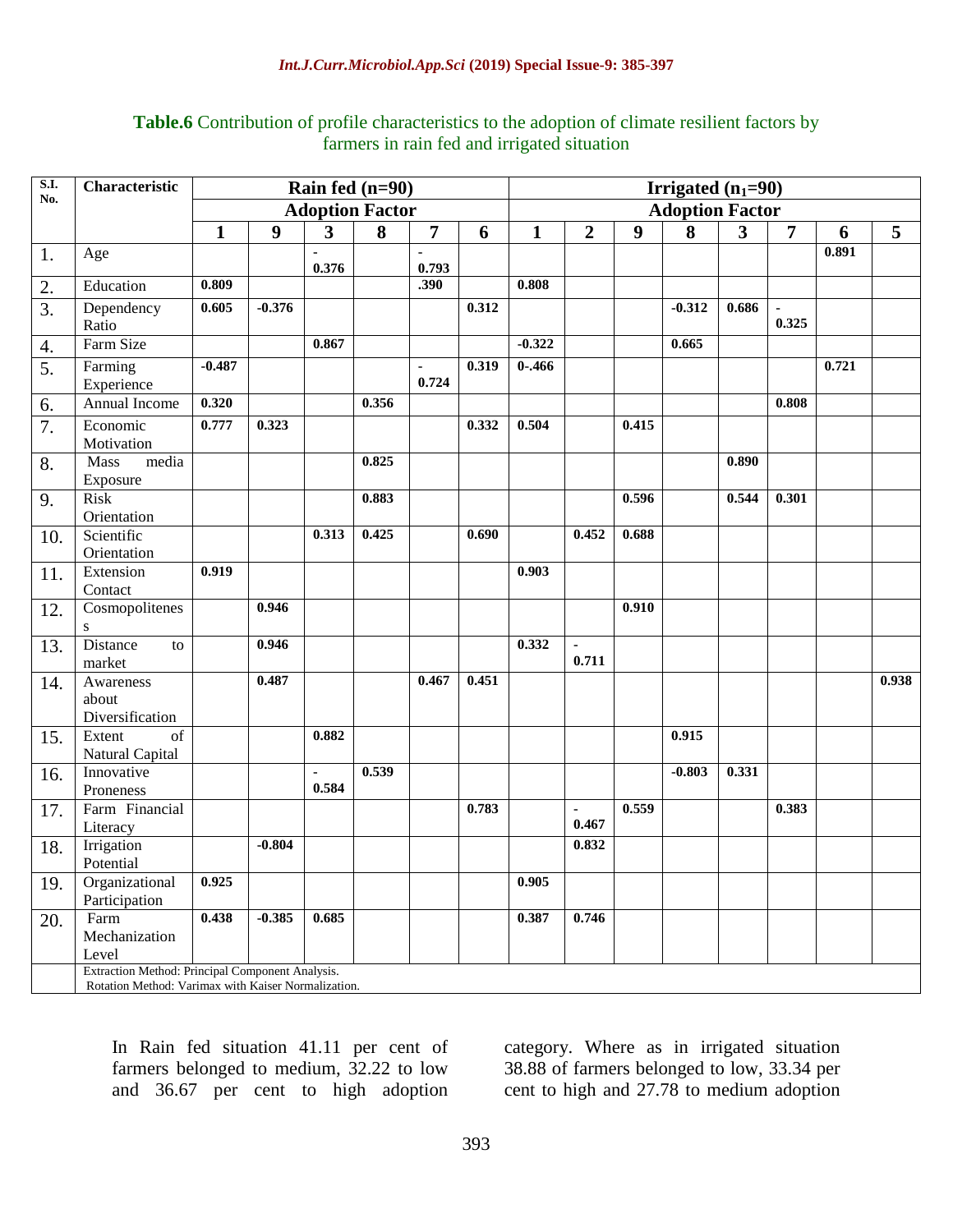**Table.6** Contribution of profile characteristics to the adoption of climate resilient factors by farmers in rain fed and irrigated situation

| S.I. No. | Characteristic | Rain fed (n=90) | | | | | | Irrigated ($n_1$=90) | | | | | | | |
|---|---|---|---|---|---|---|---|---|---|---|---|---|---|---|---|
| | | Adoption Factor | | | | | | Adoption Factor | | | | | | | |
| | | 1 | 9 | 3 | 8 | 7 | 6 | 1 | 2 | 9 | 8 | 3 | 7 | 6 | 5 |
| 1. | Age | | | -0.376 | | -0.793 | | | | | | | | 0.891 | |
| 2. | Education | 0.809 | | | | .390 | | 0.808 | | | | | | | |
| 3. | Dependency Ratio | 0.605 | -0.376 | | | | 0.312 | | | | -0.312 | 0.686 | -0.325 | | |
| 4. | Farm Size | | | 0.867 | | | | -0.322 | | | 0.665 | | | | |
| 5. | Farming Experience | -0.487 | | | | -0.724 | 0.319 | 0-.466 | | | | | | 0.721 | |
| 6. | Annual Income | 0.320 | | | 0.356 | | | | | | | | 0.808 | | |
| 7. | Economic Motivation | 0.777 | 0.323 | | | | 0.332 | 0.504 | | 0.415 | | | | | |
| 8. | Mass media Exposure | | | | 0.825 | | | | | | | 0.890 | | | |
| 9. | Risk Orientation | | | | 0.883 | | | | | 0.596 | | 0.544 | 0.301 | | |
| 10. | Scientific Orientation | | | 0.313 | 0.425 | | 0.690 | | 0.452 | 0.688 | | | | | |
| 11. | Extension Contact | 0.919 | | | | | | 0.903 | | | | | | | |
| 12. | Cosmopolitenes s | | 0.946 | | | | | | | 0.910 | | | | | |
| 13. | Distance to market | | 0.946 | | | | | 0.332 | -0.711 | | | | | | |
| 14. | Awareness about Diversification | | 0.487 | | | 0.467 | 0.451 | | | | | | | | 0.938 |
| 15. | Extent of Natural Capital | | | 0.882 | | | | | | | 0.915 | | | | |
| 16. | Innovative Proneness | | | -0.584 | 0.539 | | | | | | -0.803 | 0.331 | | | |
| 17. | Farm Financial Literacy | | | | | | 0.783 | | -0.467 | 0.559 | | | 0.383 | | |
| 18. | Irrigation Potential | | -0.804 | | | | | | 0.832 | | | | | | |
| 19. | Organizational Participation | 0.925 | | | | | | 0.905 | | | | | | | |
| 20. | Farm Mechanization Level | 0.438 | -0.385 | 0.685 | | | | 0.387 | 0.746 | | | | | | |
| | Extraction Method: Principal Component Analysis. Rotation Method: Varimax with Kaiser Normalization. | | | | | | | | | | | | | | |

In Rain fed situation 41.11 per cent of farmers belonged to medium, 32.22 to low and 36.67 per cent to high adoption category. Where as in irrigated situation 38.88 of farmers belonged to low, 33.34 per cent to high and 27.78 to medium adoption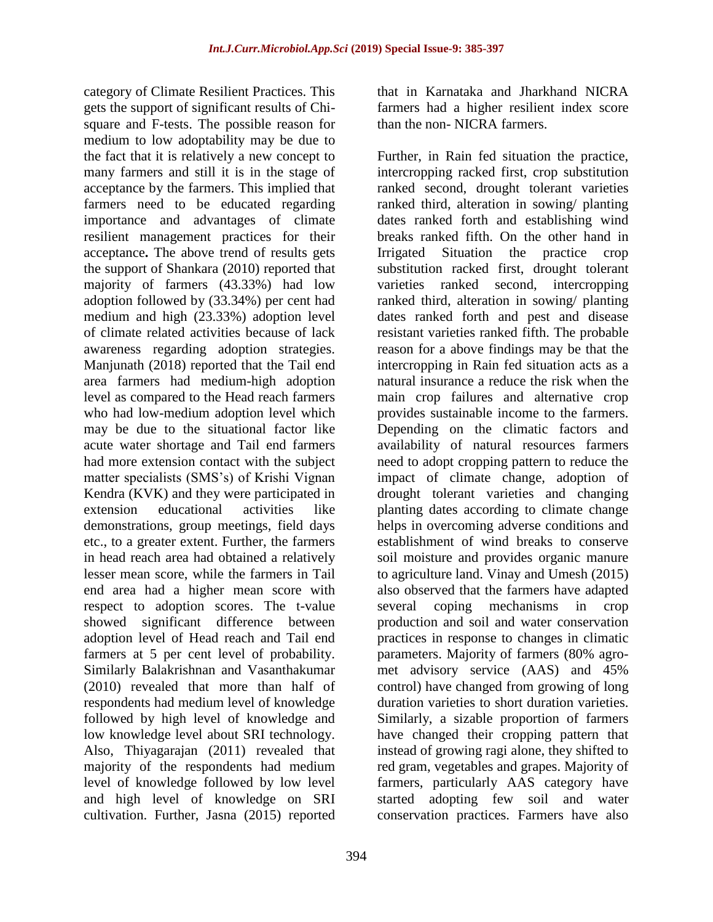category of Climate Resilient Practices. This gets the support of significant results of Chi-square and F-tests. The possible reason for medium to low adoptability may be due to the fact that it is relatively a new concept to many farmers and still it is in the stage of acceptance by the farmers. This implied that farmers need to be educated regarding importance and advantages of climate resilient management practices for their acceptance**.** The above trend of results gets the support of Shankara (2010) reported that majority of farmers (43.33%) had low adoption followed by (33.34%) per cent had medium and high (23.33%) adoption level of climate related activities because of lack awareness regarding adoption strategies. Manjunath (2018) reported that the Tail end area farmers had medium-high adoption level as compared to the Head reach farmers who had low-medium adoption level which may be due to the situational factor like acute water shortage and Tail end farmers had more extension contact with the subject matter specialists (SMS's) of Krishi Vignan Kendra (KVK) and they were participated in extension educational activities like demonstrations, group meetings, field days etc., to a greater extent. Further, the farmers in head reach area had obtained a relatively lesser mean score, while the farmers in Tail end area had a higher mean score with respect to adoption scores. The t-value showed significant difference between adoption level of Head reach and Tail end farmers at 5 per cent level of probability. Similarly Balakrishnan and Vasanthakumar (2010) revealed that more than half of respondents had medium level of knowledge followed by high level of knowledge and low knowledge level about SRI technology. Also, Thiyagarajan (2011) revealed that majority of the respondents had medium level of knowledge followed by low level and high level of knowledge on SRI cultivation. Further, Jasna (2015) reported that in Karnataka and Jharkhand NICRA farmers had a higher resilient index score than the non- NICRA farmers.

Further, in Rain fed situation the practice, intercropping racked first, crop substitution ranked second, drought tolerant varieties ranked third, alteration in sowing/ planting dates ranked forth and establishing wind breaks ranked fifth. On the other hand in Irrigated Situation the practice crop substitution racked first, drought tolerant varieties ranked second, intercropping ranked third, alteration in sowing/ planting dates ranked forth and pest and disease resistant varieties ranked fifth. The probable reason for a above findings may be that the intercropping in Rain fed situation acts as a natural insurance a reduce the risk when the main crop failures and alternative crop provides sustainable income to the farmers. Depending on the climatic factors and availability of natural resources farmers need to adopt cropping pattern to reduce the impact of climate change, adoption of drought tolerant varieties and changing planting dates according to climate change helps in overcoming adverse conditions and establishment of wind breaks to conserve soil moisture and provides organic manure to agriculture land. Vinay and Umesh (2015) also observed that the farmers have adapted several coping mechanisms in crop production and soil and water conservation practices in response to changes in climatic parameters. Majority of farmers (80% agro-met advisory service (AAS) and 45% control) have changed from growing of long duration varieties to short duration varieties. Similarly, a sizable proportion of farmers have changed their cropping pattern that instead of growing ragi alone, they shifted to red gram, vegetables and grapes. Majority of farmers, particularly AAS category have started adopting few soil and water conservation practices. Farmers have also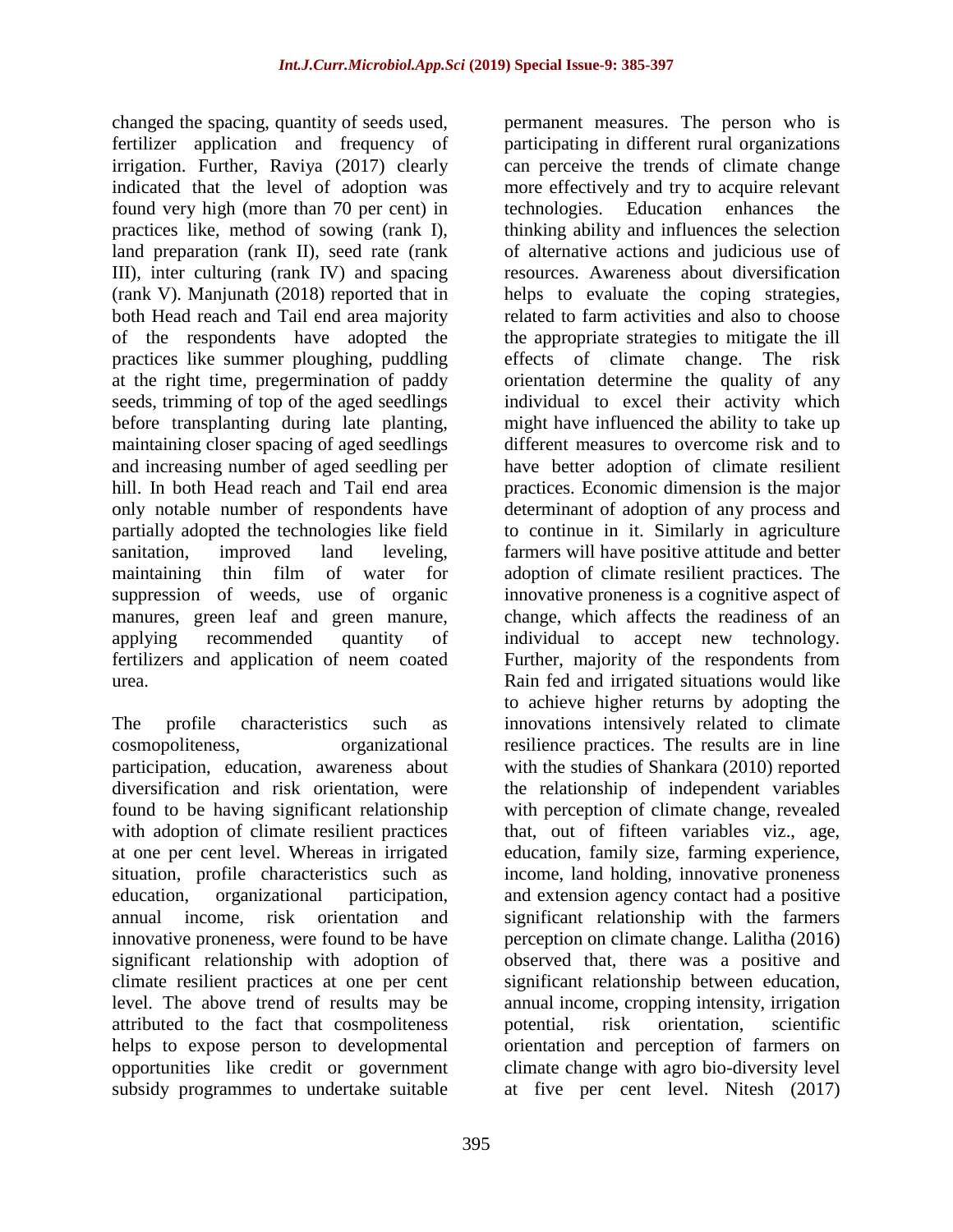changed the spacing, quantity of seeds used, fertilizer application and frequency of irrigation. Further, Raviya (2017) clearly indicated that the level of adoption was found very high (more than 70 per cent) in practices like, method of sowing (rank I), land preparation (rank II), seed rate (rank III), inter culturing (rank IV) and spacing (rank V). Manjunath (2018) reported that in both Head reach and Tail end area majority of the respondents have adopted the practices like summer ploughing, puddling at the right time, pregermination of paddy seeds, trimming of top of the aged seedlings before transplanting during late planting, maintaining closer spacing of aged seedlings and increasing number of aged seedling per hill. In both Head reach and Tail end area only notable number of respondents have partially adopted the technologies like field sanitation, improved land leveling, maintaining thin film of water for suppression of weeds, use of organic manures, green leaf and green manure, applying recommended quantity of fertilizers and application of neem coated urea.

The profile characteristics such as cosmopoliteness, organizational participation, education, awareness about diversification and risk orientation, were found to be having significant relationship with adoption of climate resilient practices at one per cent level. Whereas in irrigated situation, profile characteristics such as education, organizational participation, annual income, risk orientation and innovative proneness, were found to be have significant relationship with adoption of climate resilient practices at one per cent level. The above trend of results may be attributed to the fact that cosmpoliteness helps to expose person to developmental opportunities like credit or government subsidy programmes to undertake suitable permanent measures. The person who is participating in different rural organizations can perceive the trends of climate change more effectively and try to acquire relevant technologies. Education enhances the thinking ability and influences the selection of alternative actions and judicious use of resources. Awareness about diversification helps to evaluate the coping strategies, related to farm activities and also to choose the appropriate strategies to mitigate the ill effects of climate change. The risk orientation determine the quality of any individual to excel their activity which might have influenced the ability to take up different measures to overcome risk and to have better adoption of climate resilient practices. Economic dimension is the major determinant of adoption of any process and to continue in it. Similarly in agriculture farmers will have positive attitude and better adoption of climate resilient practices. The innovative proneness is a cognitive aspect of change, which affects the readiness of an individual to accept new technology. Further, majority of the respondents from Rain fed and irrigated situations would like to achieve higher returns by adopting the innovations intensively related to climate resilience practices. The results are in line with the studies of Shankara (2010) reported the relationship of independent variables with perception of climate change, revealed that, out of fifteen variables viz., age, education, family size, farming experience, income, land holding, innovative proneness and extension agency contact had a positive significant relationship with the farmers perception on climate change. Lalitha (2016) observed that, there was a positive and significant relationship between education, annual income, cropping intensity, irrigation potential, risk orientation, scientific orientation and perception of farmers on climate change with agro bio-diversity level at five per cent level. Nitesh (2017)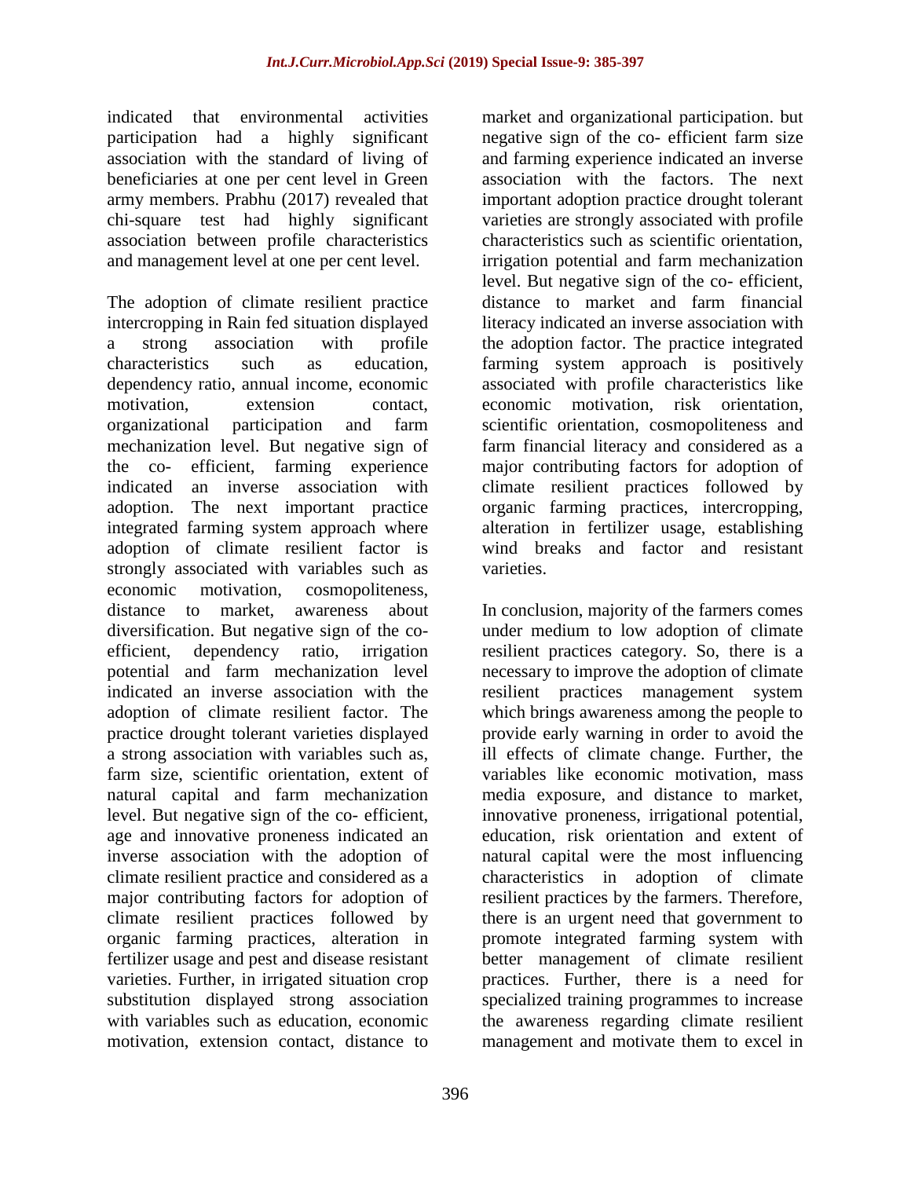indicated that environmental activities participation had a highly significant association with the standard of living of beneficiaries at one per cent level in Green army members. Prabhu (2017) revealed that chi-square test had highly significant association between profile characteristics and management level at one per cent level.

The adoption of climate resilient practice intercropping in Rain fed situation displayed a strong association with profile characteristics such as education, dependency ratio, annual income, economic motivation, extension contact, organizational participation and farm mechanization level. But negative sign of the co- efficient, farming experience indicated an inverse association with adoption. The next important practice integrated farming system approach where adoption of climate resilient factor is strongly associated with variables such as economic motivation, cosmopoliteness, distance to market, awareness about diversification. But negative sign of the co-efficient, dependency ratio, irrigation potential and farm mechanization level indicated an inverse association with the adoption of climate resilient factor. The practice drought tolerant varieties displayed a strong association with variables such as, farm size, scientific orientation, extent of natural capital and farm mechanization level. But negative sign of the co- efficient, age and innovative proneness indicated an inverse association with the adoption of climate resilient practice and considered as a major contributing factors for adoption of climate resilient practices followed by organic farming practices, alteration in fertilizer usage and pest and disease resistant varieties. Further, in irrigated situation crop substitution displayed strong association with variables such as education, economic motivation, extension contact, distance to market and organizational participation. but negative sign of the co- efficient farm size and farming experience indicated an inverse association with the factors. The next important adoption practice drought tolerant varieties are strongly associated with profile characteristics such as scientific orientation, irrigation potential and farm mechanization level. But negative sign of the co- efficient, distance to market and farm financial literacy indicated an inverse association with the adoption factor. The practice integrated farming system approach is positively associated with profile characteristics like economic motivation, risk orientation, scientific orientation, cosmopoliteness and farm financial literacy and considered as a major contributing factors for adoption of climate resilient practices followed by organic farming practices, intercropping, alteration in fertilizer usage, establishing wind breaks and factor and resistant varieties.

In conclusion, majority of the farmers comes under medium to low adoption of climate resilient practices category. So, there is a necessary to improve the adoption of climate resilient practices management system which brings awareness among the people to provide early warning in order to avoid the ill effects of climate change. Further, the variables like economic motivation, mass media exposure, and distance to market, innovative proneness, irrigational potential, education, risk orientation and extent of natural capital were the most influencing characteristics in adoption of climate resilient practices by the farmers. Therefore, there is an urgent need that government to promote integrated farming system with better management of climate resilient practices. Further, there is a need for specialized training programmes to increase the awareness regarding climate resilient management and motivate them to excel in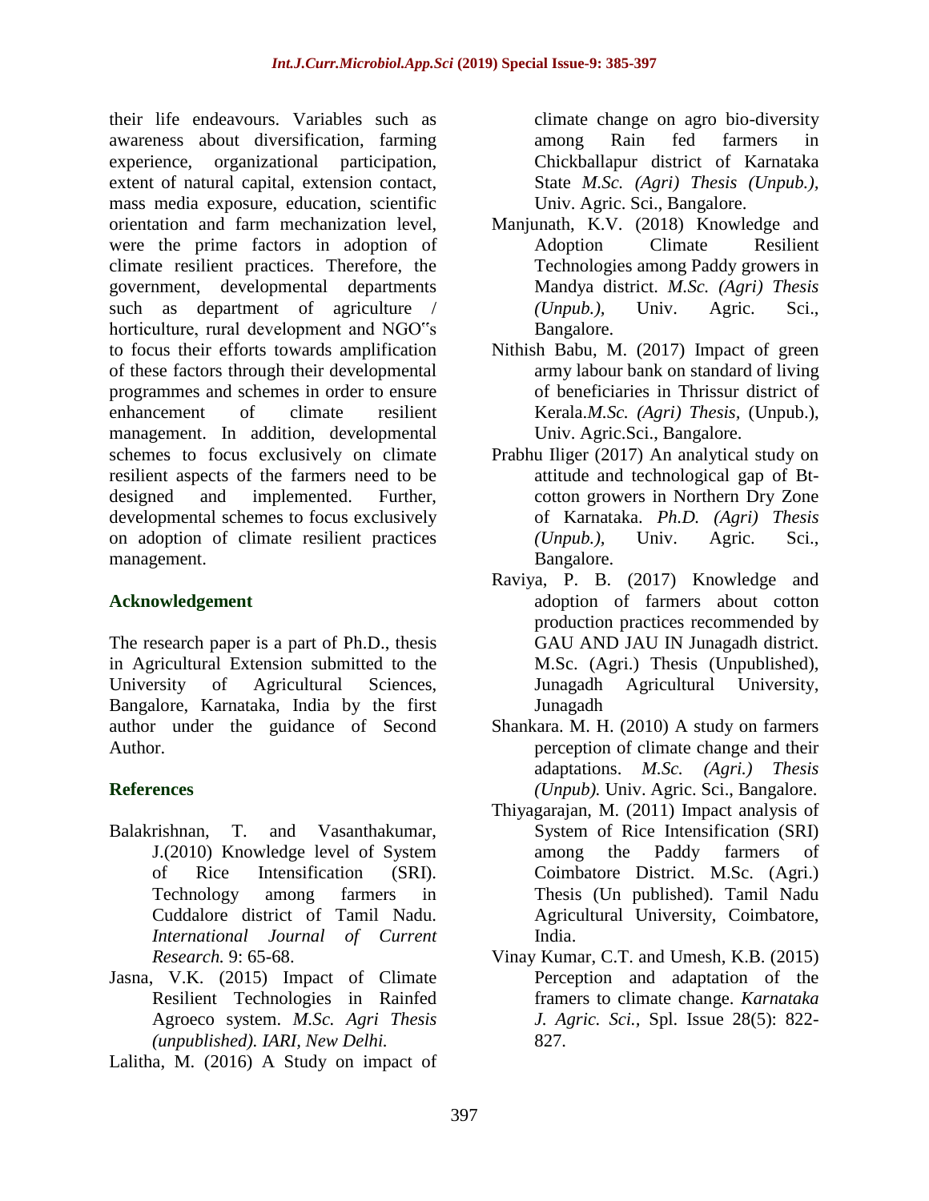their life endeavours. Variables such as awareness about diversification, farming experience, organizational participation, extent of natural capital, extension contact, mass media exposure, education, scientific orientation and farm mechanization level, were the prime factors in adoption of climate resilient practices. Therefore, the government, developmental departments such as department of agriculture / horticulture, rural development and NGO"s to focus their efforts towards amplification of these factors through their developmental programmes and schemes in order to ensure enhancement of climate resilient management. In addition, developmental schemes to focus exclusively on climate resilient aspects of the farmers need to be designed and implemented. Further, developmental schemes to focus exclusively on adoption of climate resilient practices management.

## Acknowledgement

The research paper is a part of Ph.D., thesis in Agricultural Extension submitted to the University of Agricultural Sciences, Bangalore, Karnataka, India by the first author under the guidance of Second Author.

## References

Balakrishnan, T. and Vasanthakumar, J.(2010) Knowledge level of System of Rice Intensification (SRI). Technology among farmers in Cuddalore district of Tamil Nadu. *International Journal of Current Research.* 9: 65-68.

Jasna, V.K. (2015) Impact of Climate Resilient Technologies in Rainfed Agroeco system. *M.Sc. Agri Thesis (unpublished). IARI, New Delhi.*

Lalitha, M. (2016) A Study on impact of climate change on agro bio-diversity among Rain fed farmers in Chickballapur district of Karnataka State *M.Sc. (Agri) Thesis (Unpub.),* Univ. Agric. Sci., Bangalore.

Manjunath, K.V. (2018) Knowledge and Adoption Climate Resilient Technologies among Paddy growers in Mandya district. *M.Sc. (Agri) Thesis (Unpub.),* Univ. Agric. Sci., Bangalore.

Nithish Babu, M. (2017) Impact of green army labour bank on standard of living of beneficiaries in Thrissur district of Kerala.*M.Sc. (Agri) Thesis,* (Unpub.), Univ. Agric.Sci., Bangalore.

Prabhu Iliger (2017) An analytical study on attitude and technological gap of Bt-cotton growers in Northern Dry Zone of Karnataka. *Ph.D. (Agri) Thesis (Unpub.),* Univ. Agric. Sci., Bangalore.

Raviya, P. B. (2017) Knowledge and adoption of farmers about cotton production practices recommended by GAU AND JAU IN Junagadh district. M.Sc. (Agri.) Thesis (Unpublished), Junagadh Agricultural University, Junagadh

Shankara. M. H. (2010) A study on farmers perception of climate change and their adaptations. *M.Sc. (Agri.) Thesis (Unpub).* Univ. Agric. Sci., Bangalore.

Thiyagarajan, M. (2011) Impact analysis of System of Rice Intensification (SRI) among the Paddy farmers of Coimbatore District. M.Sc. (Agri.) Thesis (Un published). Tamil Nadu Agricultural University, Coimbatore, India.

Vinay Kumar, C.T. and Umesh, K.B. (2015) Perception and adaptation of the framers to climate change. *Karnataka J. Agric. Sci.,* Spl. Issue 28(5): 822-827.